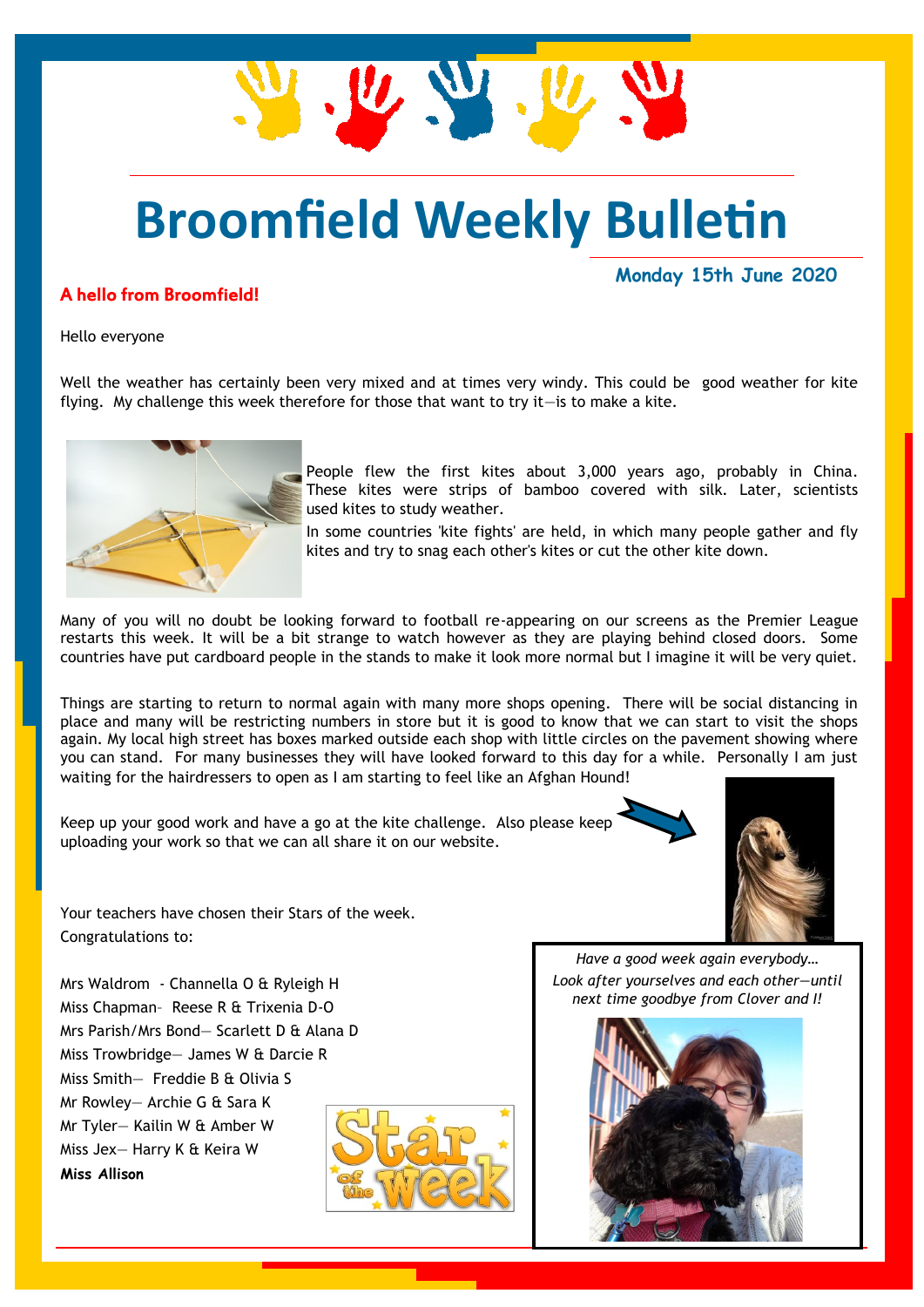# Broomfield Weekly Bulletin

**Monday 15th June 2020**

## A hello from Broomfield!

Hello everyone

Well the weather has certainly been very mixed and at times very windy. This could be good weather for kite flying. My challenge this week therefore for those that want to try it—is to make a kite.

People flew the first kites about 3,000 years ago, probably in China. These kites were strips of bamboo covered with silk. Later, scientists used kites to study weather.

In some countries 'kite fights' are held, in which many people gather and fly kites and try to snag each other's kites or cut the other kite down.

Many of you will no doubt be looking forward to football re-appearing on our screens as the Premier League restarts this week. It will be a bit strange to watch however as they are playing behind closed doors. Some countries have put cardboard people in the stands to make it look more normal but I imagine it will be very quiet.

Things are starting to return to normal again with many more shops opening. There will be social distancing in place and many will be restricting numbers in store but it is good to know that we can start to visit the shops again. My local high street has boxes marked outside each shop with little circles on the pavement showing where you can stand. For many businesses they will have looked forward to this day for a while. Personally I am just waiting for the hairdressers to open as I am starting to feel like an Afghan Hound!

Keep up your good work and have a go at the kite challenge. Also please keep uploading your work so that we can all share it on our website.

Your teachers have chosen their Stars of the week.
Congratulations to:

Mrs Waldrom - Channella O & Ryleigh H
Miss Chapman- Reese R & Trixenia D-O
Mrs Parish/Mrs Bond— Scarlett D & Alana D
Miss Trowbridge— James W & Darcie R
Miss Smith— Freddie B & Olivia S
Mr Rowley— Archie G & Sara K
Mr Tyler— Kailin W & Amber W
Miss Jex— Harry K & Keira W
**Miss Allison**

*Have a good week again everybody…*
*Look after yourselves and each other—until next time goodbye from Clover and I!*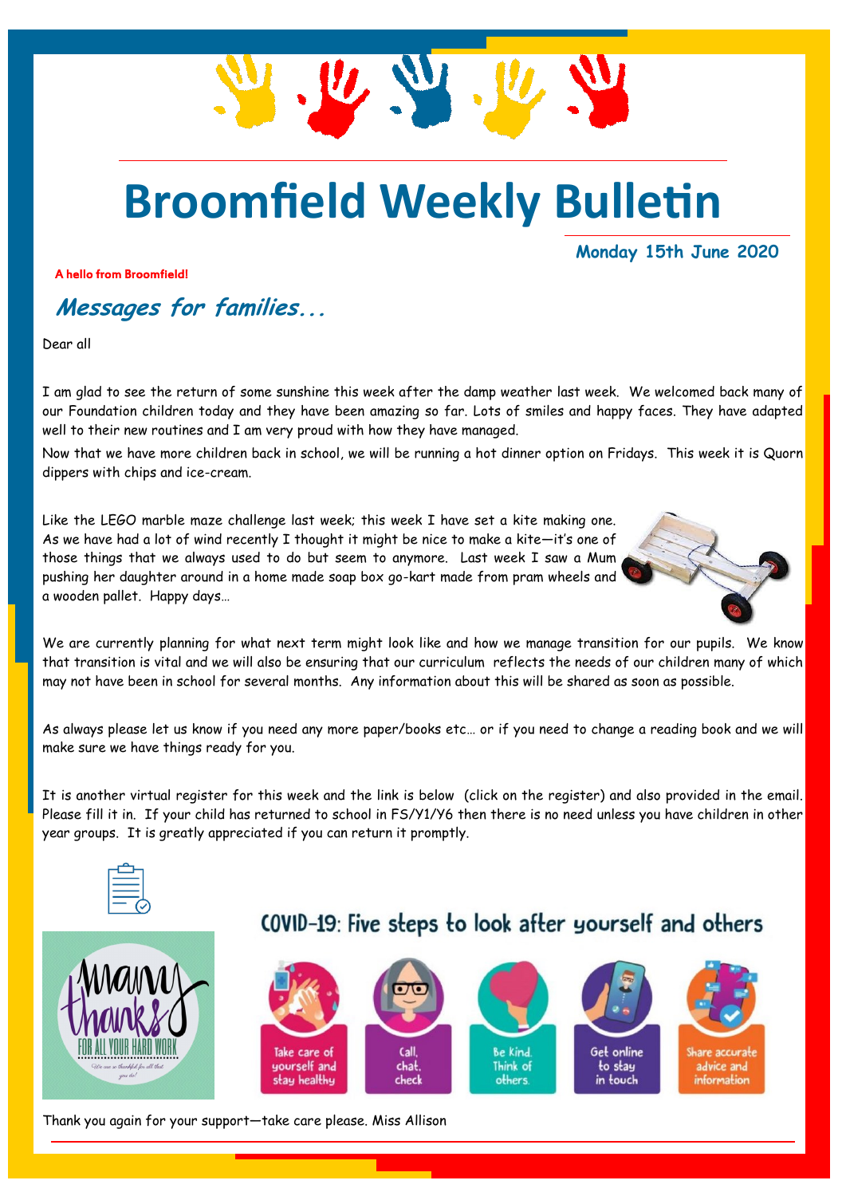# Broomfield Weekly Bulletin

**Monday 15th June 2020**

**A hello from Broomfield!**

## *Messages for families...*

Dear all

I am glad to see the return of some sunshine this week after the damp weather last week. We welcomed back many of our Foundation children today and they have been amazing so far. Lots of smiles and happy faces. They have adapted well to their new routines and I am very proud with how they have managed.

Now that we have more children back in school, we will be running a hot dinner option on Fridays. This week it is Quorn dippers with chips and ice-cream.

Like the LEGO marble maze challenge last week; this week I have set a kite making one. As we have had a lot of wind recently I thought it might be nice to make a kite—it's one of those things that we always used to do but seem to anymore. Last week I saw a Mum pushing her daughter around in a home made soap box go-kart made from pram wheels and a wooden pallet. Happy days…

We are currently planning for what next term might look like and how we manage transition for our pupils. We know that transition is vital and we will also be ensuring that our curriculum reflects the needs of our children many of which may not have been in school for several months. Any information about this will be shared as soon as possible.

As always please let us know if you need any more paper/books etc… or if you need to change a reading book and we will make sure we have things ready for you.

It is another virtual register for this week and the link is below (click on the register) and also provided in the email. Please fill it in. If your child has returned to school in FS/Y1/Y6 then there is no need unless you have children in other year groups. It is greatly appreciated if you can return it promptly.

Many thanks FOR ALL YOUR HARD WORK

We are so thankful for all that you do!

COVID-19: Five steps to look after yourself and others

Take care of yourself and stay healthy

Call, chat, check

Be kind. Think of others.

Get online to stay in touch

Share accurate advice and information

Thank you again for your support—take care please. Miss Allison